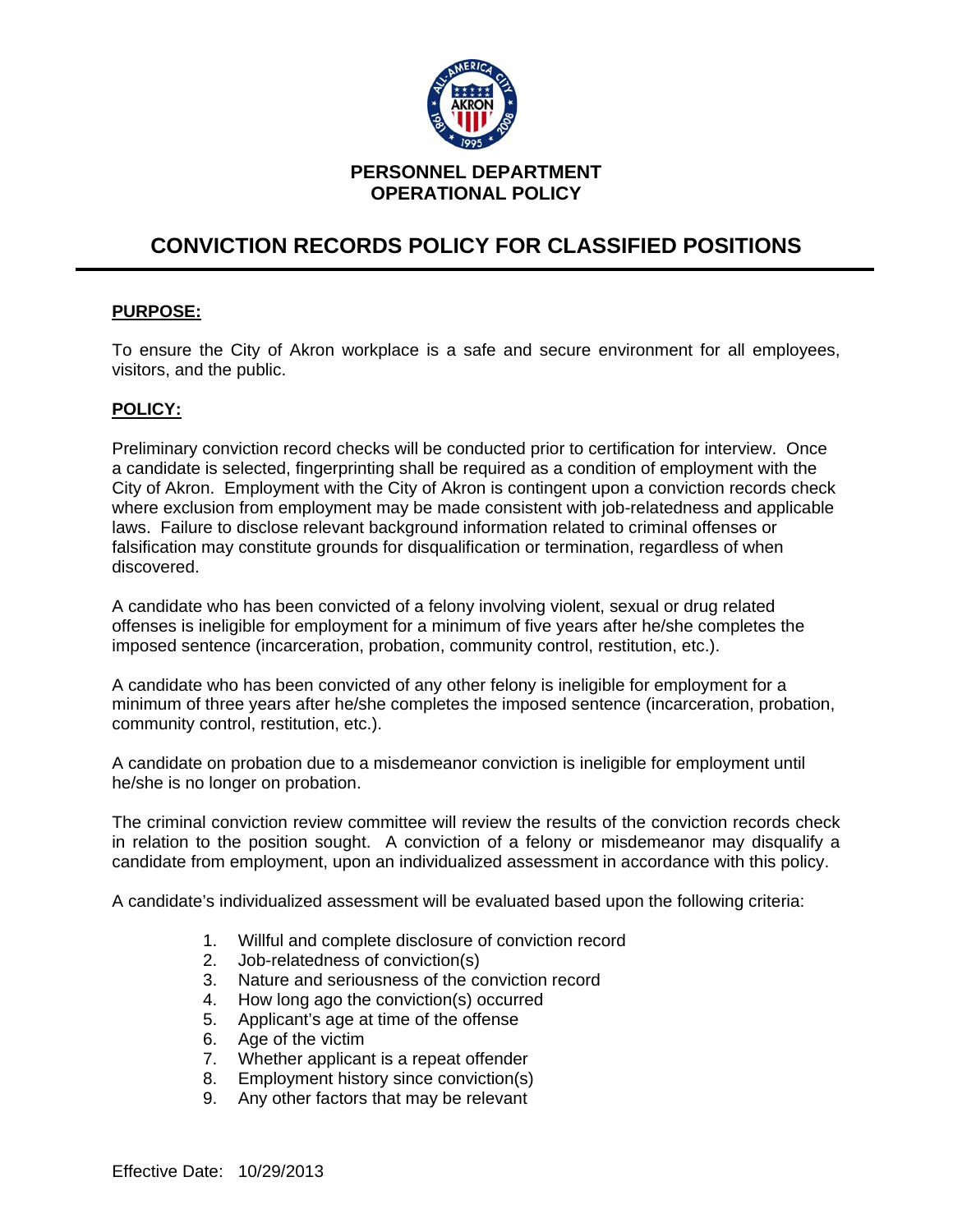**PERSONNEL DEPARTMENT**
**OPERATIONAL POLICY**

# CONVICTION RECORDS POLICY FOR CLASSIFIED POSITIONS

## PURPOSE:

To ensure the City of Akron workplace is a safe and secure environment for all employees, visitors, and the public.

## POLICY:

Preliminary conviction record checks will be conducted prior to certification for interview. Once a candidate is selected, fingerprinting shall be required as a condition of employment with the City of Akron. Employment with the City of Akron is contingent upon a conviction records check where exclusion from employment may be made consistent with job-relatedness and applicable laws. Failure to disclose relevant background information related to criminal offenses or falsification may constitute grounds for disqualification or termination, regardless of when discovered.

A candidate who has been convicted of a felony involving violent, sexual or drug related offenses is ineligible for employment for a minimum of five years after he/she completes the imposed sentence (incarceration, probation, community control, restitution, etc.).

A candidate who has been convicted of any other felony is ineligible for employment for a minimum of three years after he/she completes the imposed sentence (incarceration, probation, community control, restitution, etc.).

A candidate on probation due to a misdemeanor conviction is ineligible for employment until he/she is no longer on probation.

The criminal conviction review committee will review the results of the conviction records check in relation to the position sought. A conviction of a felony or misdemeanor may disqualify a candidate from employment, upon an individualized assessment in accordance with this policy.

A candidate's individualized assessment will be evaluated based upon the following criteria:

1. Willful and complete disclosure of conviction record
2. Job-relatedness of conviction(s)
3. Nature and seriousness of the conviction record
4. How long ago the conviction(s) occurred
5. Applicant's age at time of the offense
6. Age of the victim
7. Whether applicant is a repeat offender
8. Employment history since conviction(s)
9. Any other factors that may be relevant

Effective Date: 10/29/2013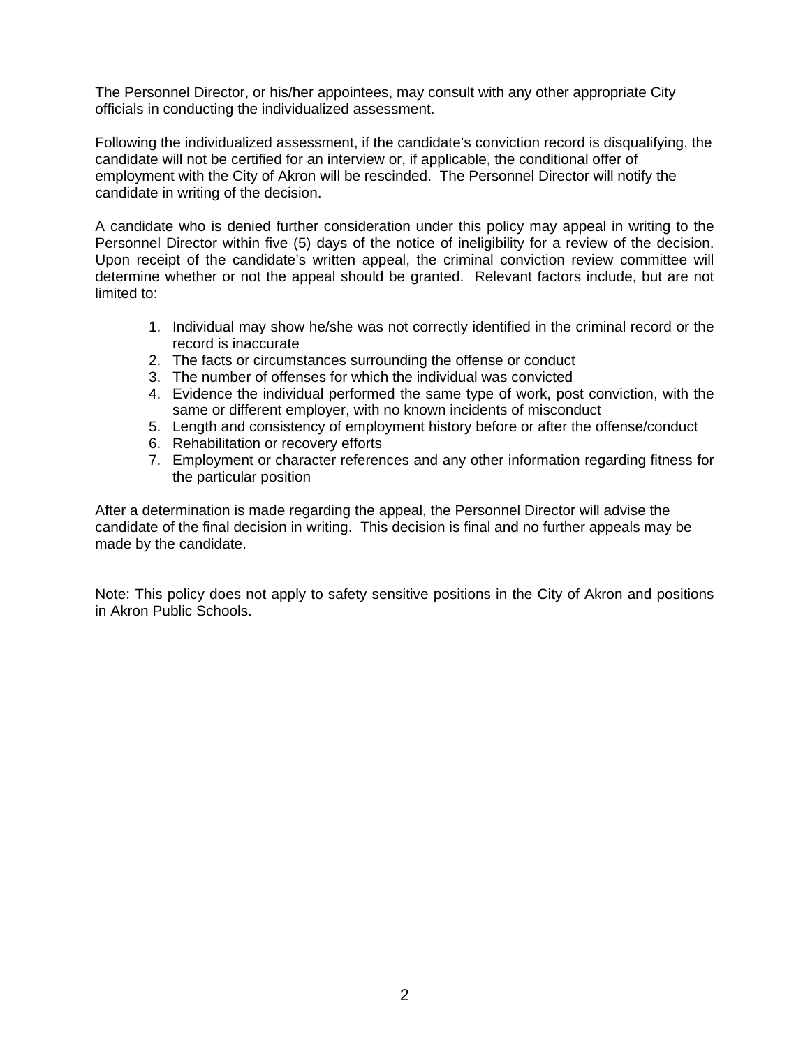The Personnel Director, or his/her appointees, may consult with any other appropriate City officials in conducting the individualized assessment.

Following the individualized assessment, if the candidate's conviction record is disqualifying, the candidate will not be certified for an interview or, if applicable, the conditional offer of employment with the City of Akron will be rescinded. The Personnel Director will notify the candidate in writing of the decision.

A candidate who is denied further consideration under this policy may appeal in writing to the Personnel Director within five (5) days of the notice of ineligibility for a review of the decision. Upon receipt of the candidate's written appeal, the criminal conviction review committee will determine whether or not the appeal should be granted. Relevant factors include, but are not limited to:

1. Individual may show he/she was not correctly identified in the criminal record or the record is inaccurate
2. The facts or circumstances surrounding the offense or conduct
3. The number of offenses for which the individual was convicted
4. Evidence the individual performed the same type of work, post conviction, with the same or different employer, with no known incidents of misconduct
5. Length and consistency of employment history before or after the offense/conduct
6. Rehabilitation or recovery efforts
7. Employment or character references and any other information regarding fitness for the particular position

After a determination is made regarding the appeal, the Personnel Director will advise the candidate of the final decision in writing. This decision is final and no further appeals may be made by the candidate.

Note: This policy does not apply to safety sensitive positions in the City of Akron and positions in Akron Public Schools.